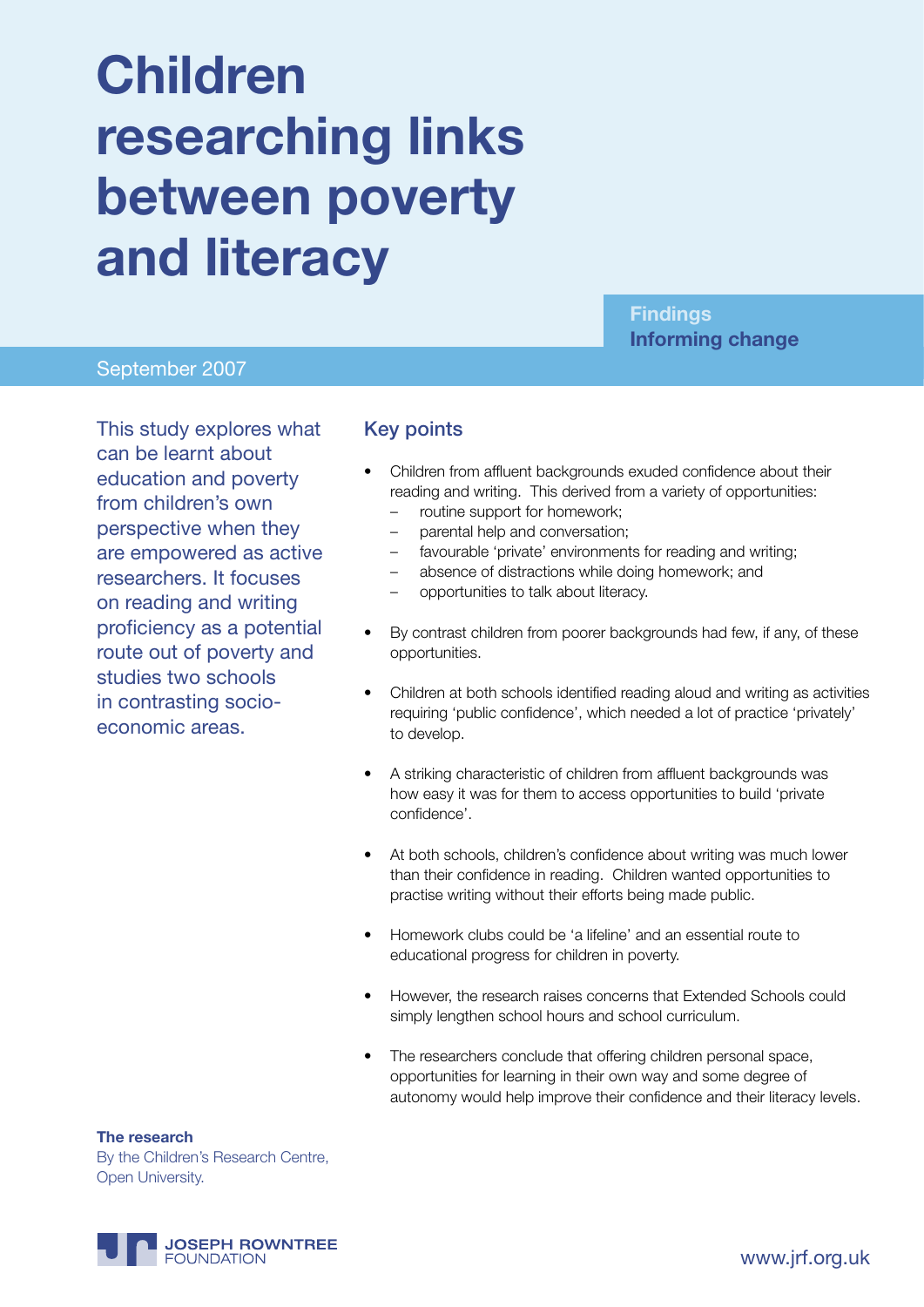# Children researching links between poverty and literacy

**Findings**
**Informing change**

September 2007

This study explores what can be learnt about education and poverty from children's own perspective when they are empowered as active researchers. It focuses on reading and writing proficiency as a potential route out of poverty and studies two schools in contrasting socio-economic areas.

## Key points

- Children from affluent backgrounds exuded confidence about their reading and writing. This derived from a variety of opportunities:
  - routine support for homework;
  - parental help and conversation;
  - favourable 'private' environments for reading and writing;
  - absence of distractions while doing homework; and
  - opportunities to talk about literacy.
- By contrast children from poorer backgrounds had few, if any, of these opportunities.
- Children at both schools identified reading aloud and writing as activities requiring 'public confidence', which needed a lot of practice 'privately' to develop.
- A striking characteristic of children from affluent backgrounds was how easy it was for them to access opportunities to build 'private confidence'.
- At both schools, children's confidence about writing was much lower than their confidence in reading. Children wanted opportunities to practise writing without their efforts being made public.
- Homework clubs could be 'a lifeline' and an essential route to educational progress for children in poverty.
- However, the research raises concerns that Extended Schools could simply lengthen school hours and school curriculum.
- The researchers conclude that offering children personal space, opportunities for learning in their own way and some degree of autonomy would help improve their confidence and their literacy levels.

**The research**
By the Children's Research Centre, Open University.

JOSEPH ROWNTREE FOUNDATION

www.jrf.org.uk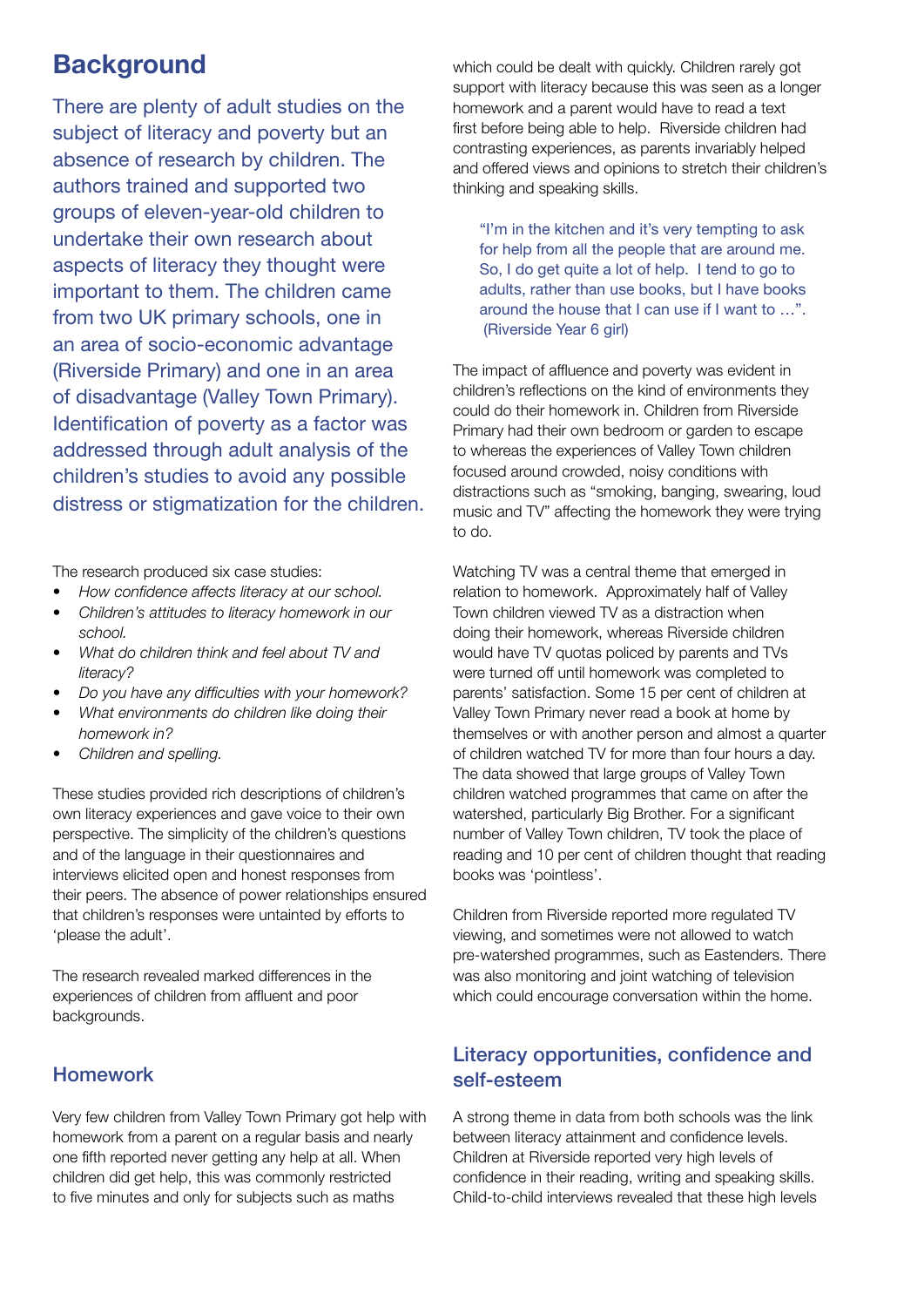## Background

There are plenty of adult studies on the subject of literacy and poverty but an absence of research by children. The authors trained and supported two groups of eleven-year-old children to undertake their own research about aspects of literacy they thought were important to them. The children came from two UK primary schools, one in an area of socio-economic advantage (Riverside Primary) and one in an area of disadvantage (Valley Town Primary). Identification of poverty as a factor was addressed through adult analysis of the children's studies to avoid any possible distress or stigmatization for the children.

The research produced six case studies:

- *How confidence affects literacy at our school.*
- *Children's attitudes to literacy homework in our school.*
- *What do children think and feel about TV and literacy?*
- *Do you have any difficulties with your homework?*
- *What environments do children like doing their homework in?*
- *Children and spelling.*

These studies provided rich descriptions of children's own literacy experiences and gave voice to their own perspective. The simplicity of the children's questions and of the language in their questionnaires and interviews elicited open and honest responses from their peers. The absence of power relationships ensured that children's responses were untainted by efforts to 'please the adult'.

The research revealed marked differences in the experiences of children from affluent and poor backgrounds.

### Homework

Very few children from Valley Town Primary got help with homework from a parent on a regular basis and nearly one fifth reported never getting any help at all. When children did get help, this was commonly restricted to five minutes and only for subjects such as maths which could be dealt with quickly. Children rarely got support with literacy because this was seen as a longer homework and a parent would have to read a text first before being able to help. Riverside children had contrasting experiences, as parents invariably helped and offered views and opinions to stretch their children's thinking and speaking skills.

> "I'm in the kitchen and it's very tempting to ask for help from all the people that are around me. So, I do get quite a lot of help. I tend to go to adults, rather than use books, but I have books around the house that I can use if I want to …". (Riverside Year 6 girl)

The impact of affluence and poverty was evident in children's reflections on the kind of environments they could do their homework in. Children from Riverside Primary had their own bedroom or garden to escape to whereas the experiences of Valley Town children focused around crowded, noisy conditions with distractions such as "smoking, banging, swearing, loud music and TV" affecting the homework they were trying to do.

Watching TV was a central theme that emerged in relation to homework. Approximately half of Valley Town children viewed TV as a distraction when doing their homework, whereas Riverside children would have TV quotas policed by parents and TVs were turned off until homework was completed to parents' satisfaction. Some 15 per cent of children at Valley Town Primary never read a book at home by themselves or with another person and almost a quarter of children watched TV for more than four hours a day. The data showed that large groups of Valley Town children watched programmes that came on after the watershed, particularly Big Brother. For a significant number of Valley Town children, TV took the place of reading and 10 per cent of children thought that reading books was 'pointless'.

Children from Riverside reported more regulated TV viewing, and sometimes were not allowed to watch pre-watershed programmes, such as Eastenders. There was also monitoring and joint watching of television which could encourage conversation within the home.

### Literacy opportunities, confidence and self-esteem

A strong theme in data from both schools was the link between literacy attainment and confidence levels. Children at Riverside reported very high levels of confidence in their reading, writing and speaking skills. Child-to-child interviews revealed that these high levels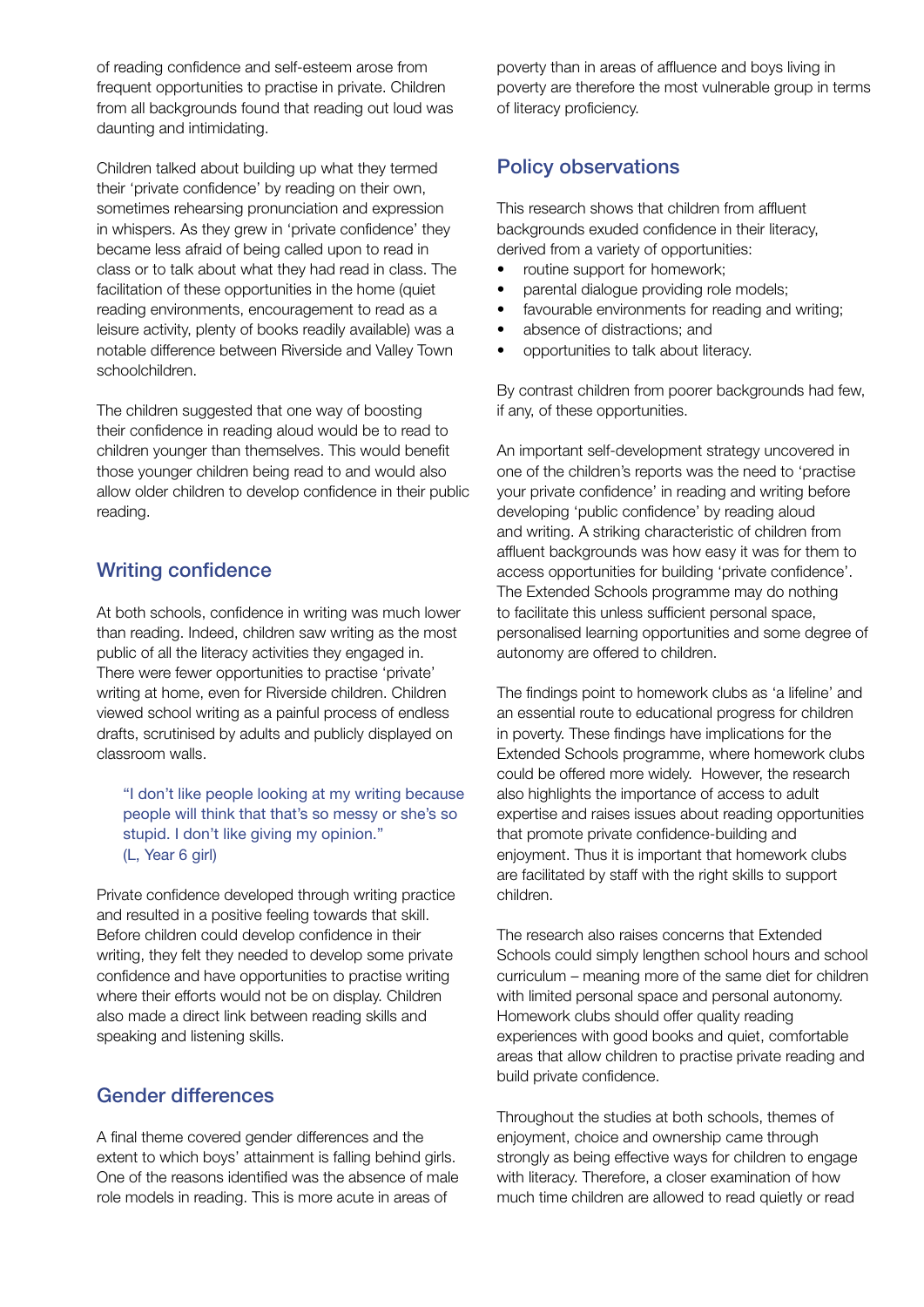of reading confidence and self-esteem arose from frequent opportunities to practise in private. Children from all backgrounds found that reading out loud was daunting and intimidating.

Children talked about building up what they termed their 'private confidence' by reading on their own, sometimes rehearsing pronunciation and expression in whispers. As they grew in 'private confidence' they became less afraid of being called upon to read in class or to talk about what they had read in class. The facilitation of these opportunities in the home (quiet reading environments, encouragement to read as a leisure activity, plenty of books readily available) was a notable difference between Riverside and Valley Town schoolchildren.

The children suggested that one way of boosting their confidence in reading aloud would be to read to children younger than themselves. This would benefit those younger children being read to and would also allow older children to develop confidence in their public reading.

## Writing confidence

At both schools, confidence in writing was much lower than reading. Indeed, children saw writing as the most public of all the literacy activities they engaged in. There were fewer opportunities to practise 'private' writing at home, even for Riverside children. Children viewed school writing as a painful process of endless drafts, scrutinised by adults and publicly displayed on classroom walls.

> "I don't like people looking at my writing because people will think that that's so messy or she's so stupid. I don't like giving my opinion."
> (L, Year 6 girl)

Private confidence developed through writing practice and resulted in a positive feeling towards that skill. Before children could develop confidence in their writing, they felt they needed to develop some private confidence and have opportunities to practise writing where their efforts would not be on display. Children also made a direct link between reading skills and speaking and listening skills.

## Gender differences

A final theme covered gender differences and the extent to which boys' attainment is falling behind girls. One of the reasons identified was the absence of male role models in reading. This is more acute in areas of poverty than in areas of affluence and boys living in poverty are therefore the most vulnerable group in terms of literacy proficiency.

## Policy observations

This research shows that children from affluent backgrounds exuded confidence in their literacy, derived from a variety of opportunities:

- routine support for homework;
- parental dialogue providing role models;
- favourable environments for reading and writing;
- absence of distractions; and
- opportunities to talk about literacy.

By contrast children from poorer backgrounds had few, if any, of these opportunities.

An important self-development strategy uncovered in one of the children's reports was the need to 'practise your private confidence' in reading and writing before developing 'public confidence' by reading aloud and writing. A striking characteristic of children from affluent backgrounds was how easy it was for them to access opportunities for building 'private confidence'. The Extended Schools programme may do nothing to facilitate this unless sufficient personal space, personalised learning opportunities and some degree of autonomy are offered to children.

The findings point to homework clubs as 'a lifeline' and an essential route to educational progress for children in poverty. These findings have implications for the Extended Schools programme, where homework clubs could be offered more widely. However, the research also highlights the importance of access to adult expertise and raises issues about reading opportunities that promote private confidence-building and enjoyment. Thus it is important that homework clubs are facilitated by staff with the right skills to support children.

The research also raises concerns that Extended Schools could simply lengthen school hours and school curriculum – meaning more of the same diet for children with limited personal space and personal autonomy. Homework clubs should offer quality reading experiences with good books and quiet, comfortable areas that allow children to practise private reading and build private confidence.

Throughout the studies at both schools, themes of enjoyment, choice and ownership came through strongly as being effective ways for children to engage with literacy. Therefore, a closer examination of how much time children are allowed to read quietly or read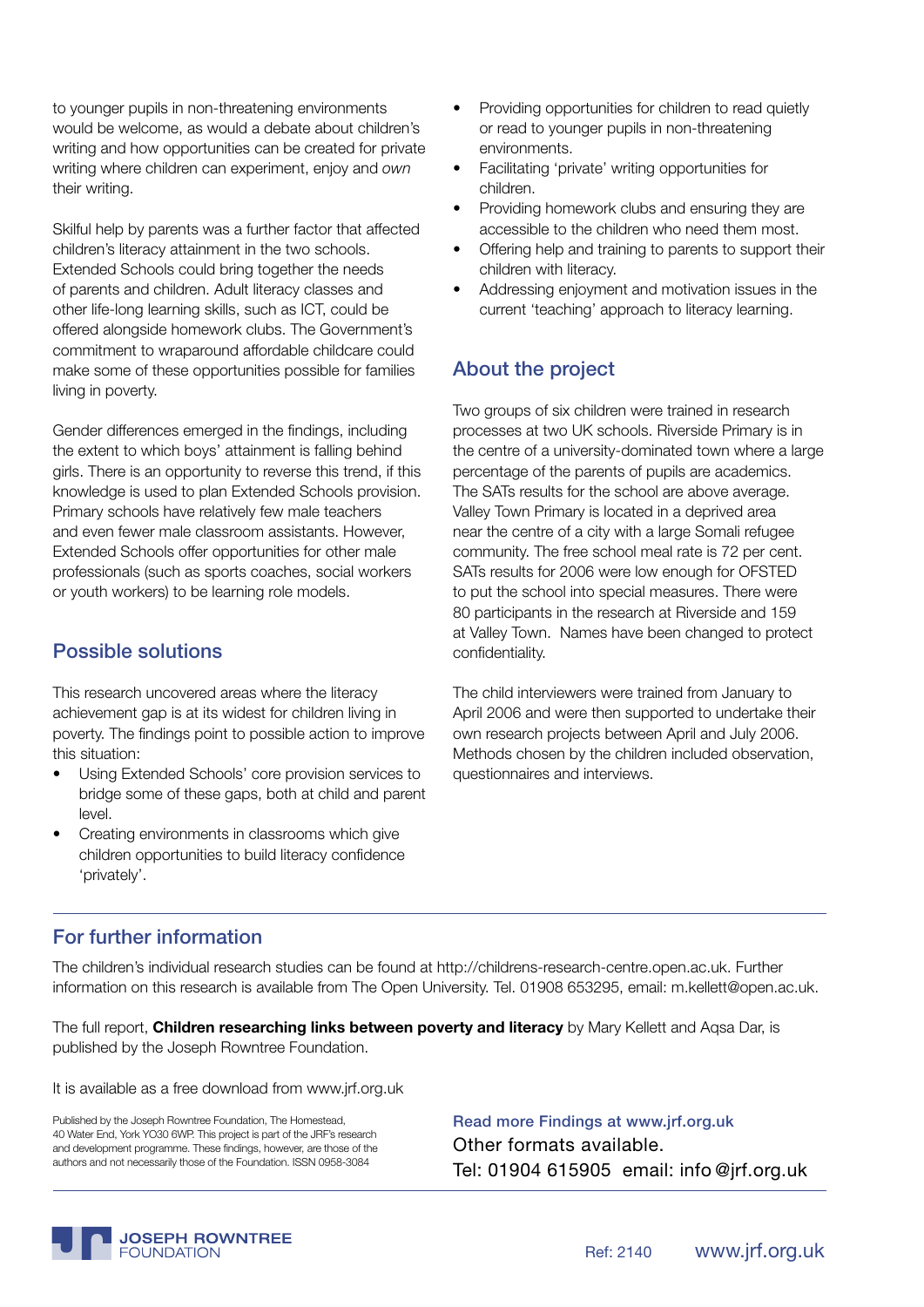to younger pupils in non-threatening environments would be welcome, as would a debate about children's writing and how opportunities can be created for private writing where children can experiment, enjoy and *own* their writing.

Skilful help by parents was a further factor that affected children's literacy attainment in the two schools. Extended Schools could bring together the needs of parents and children. Adult literacy classes and other life-long learning skills, such as ICT, could be offered alongside homework clubs. The Government's commitment to wraparound affordable childcare could make some of these opportunities possible for families living in poverty.

Gender differences emerged in the findings, including the extent to which boys' attainment is falling behind girls. There is an opportunity to reverse this trend, if this knowledge is used to plan Extended Schools provision. Primary schools have relatively few male teachers and even fewer male classroom assistants. However, Extended Schools offer opportunities for other male professionals (such as sports coaches, social workers or youth workers) to be learning role models.

## Possible solutions

This research uncovered areas where the literacy achievement gap is at its widest for children living in poverty. The findings point to possible action to improve this situation:

- Using Extended Schools' core provision services to bridge some of these gaps, both at child and parent level.
- Creating environments in classrooms which give children opportunities to build literacy confidence 'privately'.
- Providing opportunities for children to read quietly or read to younger pupils in non-threatening environments.
- Facilitating 'private' writing opportunities for children.
- Providing homework clubs and ensuring they are accessible to the children who need them most.
- Offering help and training to parents to support their children with literacy.
- Addressing enjoyment and motivation issues in the current 'teaching' approach to literacy learning.

## About the project

Two groups of six children were trained in research processes at two UK schools. Riverside Primary is in the centre of a university-dominated town where a large percentage of the parents of pupils are academics. The SATs results for the school are above average. Valley Town Primary is located in a deprived area near the centre of a city with a large Somali refugee community. The free school meal rate is 72 per cent. SATs results for 2006 were low enough for OFSTED to put the school into special measures. There were 80 participants in the research at Riverside and 159 at Valley Town. Names have been changed to protect confidentiality.

The child interviewers were trained from January to April 2006 and were then supported to undertake their own research projects between April and July 2006. Methods chosen by the children included observation, questionnaires and interviews.

## For further information

The children's individual research studies can be found at http://childrens-research-centre.open.ac.uk. Further information on this research is available from The Open University. Tel. 01908 653295, email: m.kellett@open.ac.uk.

The full report, **Children researching links between poverty and literacy** by Mary Kellett and Aqsa Dar, is published by the Joseph Rowntree Foundation.

It is available as a free download from www.jrf.org.uk

Published by the Joseph Rowntree Foundation, The Homestead, 40 Water End, York YO30 6WP. This project is part of the JRF's research and development programme. These findings, however, are those of the authors and not necessarily those of the Foundation. ISSN 0958-3084

Read more Findings at www.jrf.org.uk
Other formats available.
Tel: 01904 615905 email: info@jrf.org.uk

JOSEPH ROWNTREE FOUNDATION

Ref: 2140 www.jrf.org.uk